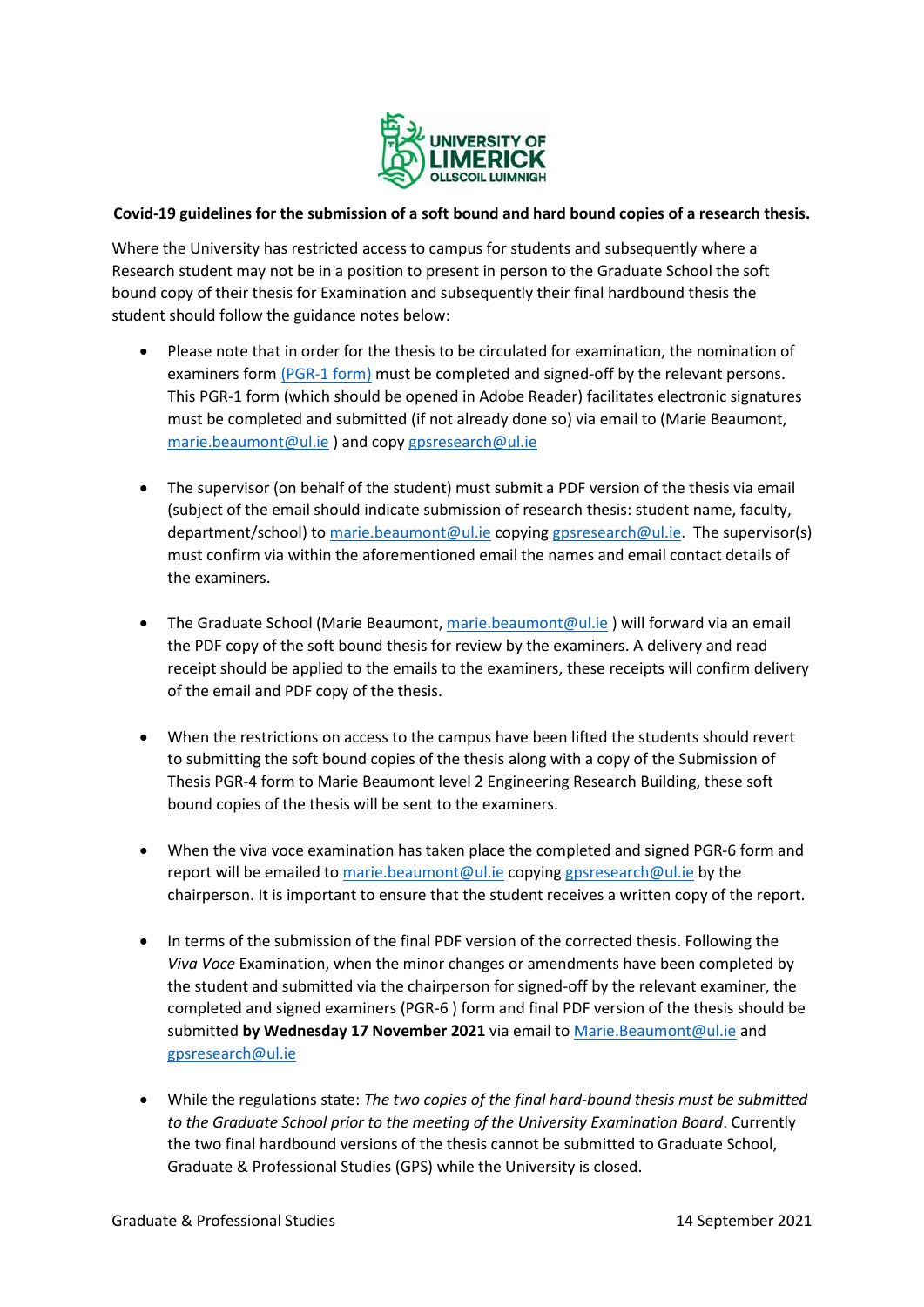**Covid-19 guidelines for the submission of a soft bound and hard bound copies of a research thesis.**

Where the University has restricted access to campus for students and subsequently where a Research student may not be in a position to present in person to the Graduate School the soft bound copy of their thesis for Examination and subsequently their final hardbound thesis the student should follow the guidance notes below:

- Please note that in order for the thesis to be circulated for examination, the nomination of examiners form (PGR-1 form) must be completed and signed-off by the relevant persons. This PGR-1 form (which should be opened in Adobe Reader) facilitates electronic signatures must be completed and submitted (if not already done so) via email to (Marie Beaumont, marie.beaumont@ul.ie ) and copy gpsresearch@ul.ie

- The supervisor (on behalf of the student) must submit a PDF version of the thesis via email (subject of the email should indicate submission of research thesis: student name, faculty, department/school) to marie.beaumont@ul.ie copying gpsresearch@ul.ie. The supervisor(s) must confirm via within the aforementioned email the names and email contact details of the examiners.

- The Graduate School (Marie Beaumont, marie.beaumont@ul.ie ) will forward via an email the PDF copy of the soft bound thesis for review by the examiners. A delivery and read receipt should be applied to the emails to the examiners, these receipts will confirm delivery of the email and PDF copy of the thesis.

- When the restrictions on access to the campus have been lifted the students should revert to submitting the soft bound copies of the thesis along with a copy of the Submission of Thesis PGR-4 form to Marie Beaumont level 2 Engineering Research Building, these soft bound copies of the thesis will be sent to the examiners.

- When the viva voce examination has taken place the completed and signed PGR-6 form and report will be emailed to marie.beaumont@ul.ie copying gpsresearch@ul.ie by the chairperson. It is important to ensure that the student receives a written copy of the report.

- In terms of the submission of the final PDF version of the corrected thesis. Following the *Viva Voce* Examination, when the minor changes or amendments have been completed by the student and submitted via the chairperson for signed-off by the relevant examiner, the completed and signed examiners (PGR-6 ) form and final PDF version of the thesis should be submitted **by Wednesday 17 November 2021** via email to Marie.Beaumont@ul.ie and gpsresearch@ul.ie

- While the regulations state: *The two copies of the final hard-bound thesis must be submitted to the Graduate School prior to the meeting of the University Examination Board*. Currently the two final hardbound versions of the thesis cannot be submitted to Graduate School, Graduate & Professional Studies (GPS) while the University is closed.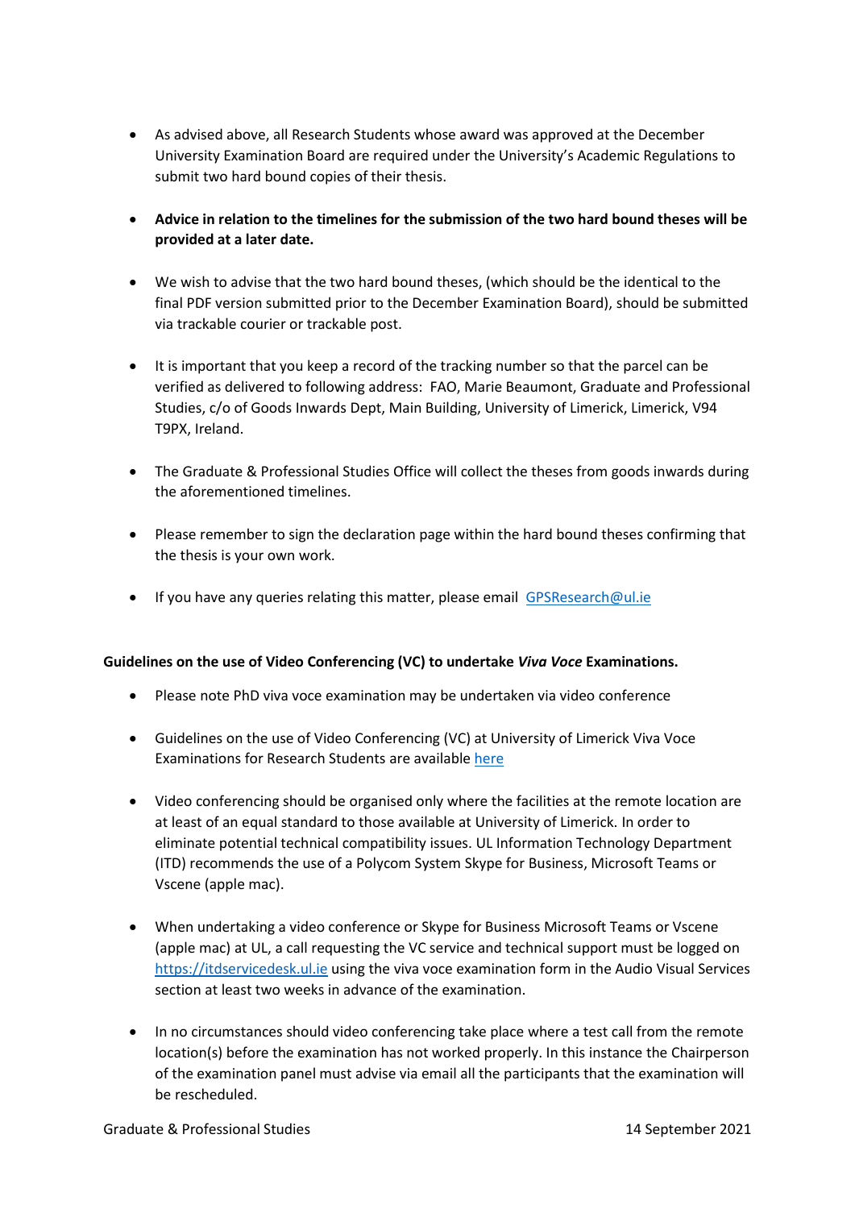- As advised above, all Research Students whose award was approved at the December University Examination Board are required under the University's Academic Regulations to submit two hard bound copies of their thesis.

- **Advice in relation to the timelines for the submission of the two hard bound theses will be provided at a later date.**

- We wish to advise that the two hard bound theses, (which should be the identical to the final PDF version submitted prior to the December Examination Board), should be submitted via trackable courier or trackable post.

- It is important that you keep a record of the tracking number so that the parcel can be verified as delivered to following address: FAO, Marie Beaumont, Graduate and Professional Studies, c/o of Goods Inwards Dept, Main Building, University of Limerick, Limerick, V94 T9PX, Ireland.

- The Graduate & Professional Studies Office will collect the theses from goods inwards during the aforementioned timelines.

- Please remember to sign the declaration page within the hard bound theses confirming that the thesis is your own work.

- If you have any queries relating this matter, please email [GPSResearch@ul.ie](mailto:GPSResearch@ul.ie)

**Guidelines on the use of Video Conferencing (VC) to undertake *Viva Voce* Examinations.**

- Please note PhD viva voce examination may be undertaken via video conference

- Guidelines on the use of Video Conferencing (VC) at University of Limerick Viva Voce Examinations for Research Students are available here

- Video conferencing should be organised only where the facilities at the remote location are at least of an equal standard to those available at University of Limerick. In order to eliminate potential technical compatibility issues. UL Information Technology Department (ITD) recommends the use of a Polycom System Skype for Business, Microsoft Teams or Vscene (apple mac).

- When undertaking a video conference or Skype for Business Microsoft Teams or Vscene (apple mac) at UL, a call requesting the VC service and technical support must be logged on [https://itdservicedesk.ul.ie](https://itdservicedesk.ul.ie) using the viva voce examination form in the Audio Visual Services section at least two weeks in advance of the examination.

- In no circumstances should video conferencing take place where a test call from the remote location(s) before the examination has not worked properly. In this instance the Chairperson of the examination panel must advise via email all the participants that the examination will be rescheduled.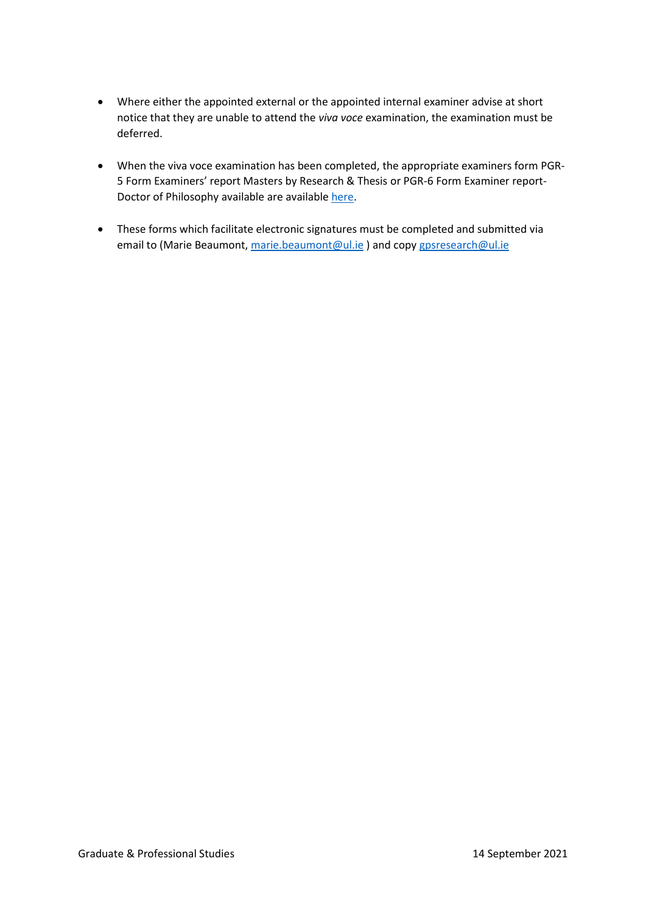- Where either the appointed external or the appointed internal examiner advise at short notice that they are unable to attend the *viva voce* examination, the examination must be deferred.

- When the viva voce examination has been completed, the appropriate examiners form PGR-5 Form Examiners' report Masters by Research & Thesis or PGR-6 Form Examiner report-Doctor of Philosophy available are available here.

- These forms which facilitate electronic signatures must be completed and submitted via email to (Marie Beaumont, marie.beaumont@ul.ie ) and copy gpsresearch@ul.ie